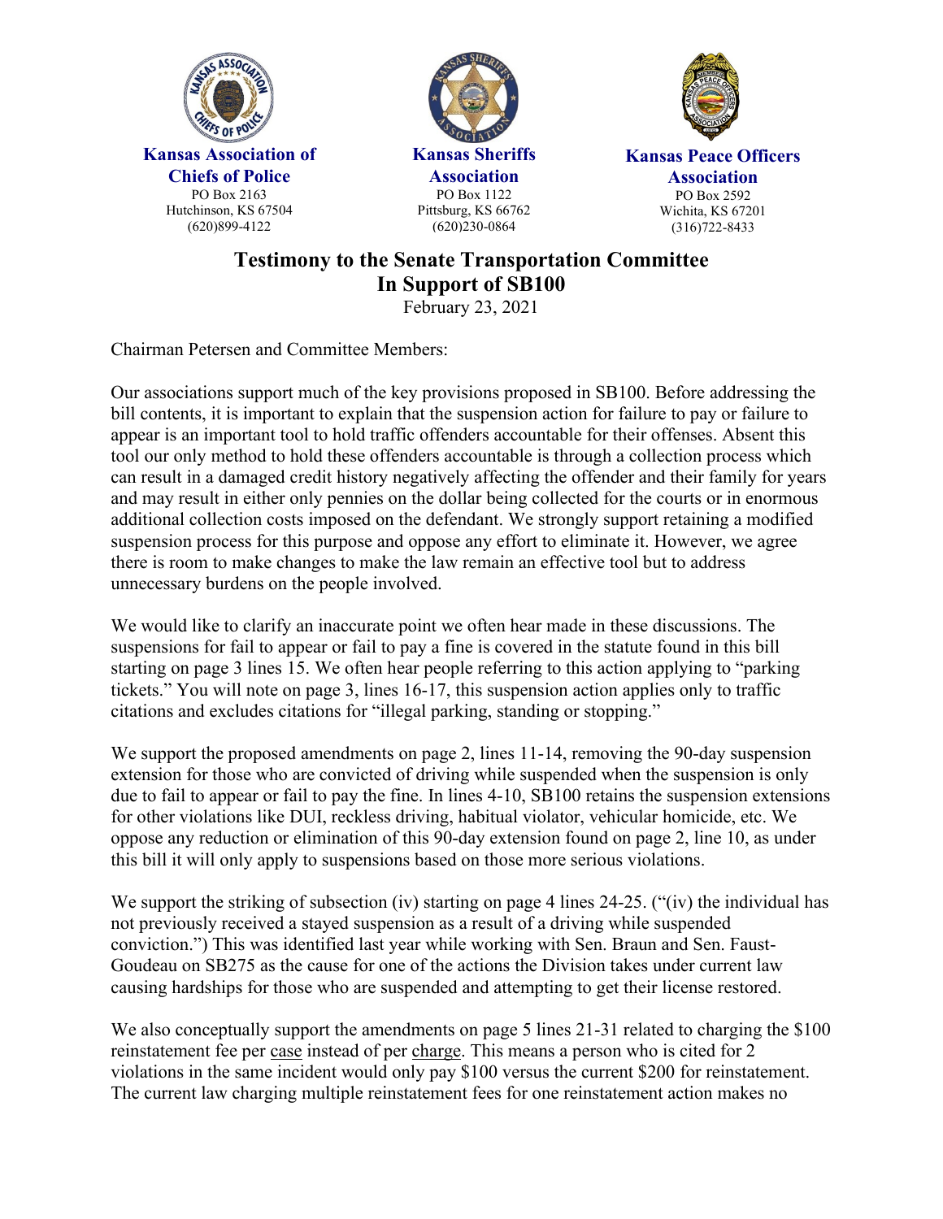**Kansas Association of Chiefs of Police**
PO Box 2163
Hutchinson, KS 67504
(620)899-4122

**Kansas Sheriffs Association**
PO Box 1122
Pittsburg, KS 66762
(620)230-0864

**Kansas Peace Officers Association**
PO Box 2592
Wichita, KS 67201
(316)722-8433

# Testimony to the Senate Transportation Committee In Support of SB100

February 23, 2021

Chairman Petersen and Committee Members:

Our associations support much of the key provisions proposed in SB100. Before addressing the bill contents, it is important to explain that the suspension action for failure to pay or failure to appear is an important tool to hold traffic offenders accountable for their offenses. Absent this tool our only method to hold these offenders accountable is through a collection process which can result in a damaged credit history negatively affecting the offender and their family for years and may result in either only pennies on the dollar being collected for the courts or in enormous additional collection costs imposed on the defendant. We strongly support retaining a modified suspension process for this purpose and oppose any effort to eliminate it. However, we agree there is room to make changes to make the law remain an effective tool but to address unnecessary burdens on the people involved.

We would like to clarify an inaccurate point we often hear made in these discussions. The suspensions for fail to appear or fail to pay a fine is covered in the statute found in this bill starting on page 3 lines 15. We often hear people referring to this action applying to "parking tickets." You will note on page 3, lines 16-17, this suspension action applies only to traffic citations and excludes citations for "illegal parking, standing or stopping."

We support the proposed amendments on page 2, lines 11-14, removing the 90-day suspension extension for those who are convicted of driving while suspended when the suspension is only due to fail to appear or fail to pay the fine. In lines 4-10, SB100 retains the suspension extensions for other violations like DUI, reckless driving, habitual violator, vehicular homicide, etc. We oppose any reduction or elimination of this 90-day extension found on page 2, line 10, as under this bill it will only apply to suspensions based on those more serious violations.

We support the striking of subsection (iv) starting on page 4 lines 24-25. ("(iv) the individual has not previously received a stayed suspension as a result of a driving while suspended conviction.") This was identified last year while working with Sen. Braun and Sen. Faust-Goudeau on SB275 as the cause for one of the actions the Division takes under current law causing hardships for those who are suspended and attempting to get their license restored.

We also conceptually support the amendments on page 5 lines 21-31 related to charging the $100 reinstatement fee per <u>case</u> instead of per <u>charge</u>. This means a person who is cited for 2 violations in the same incident would only pay $100 versus the current $200 for reinstatement. The current law charging multiple reinstatement fees for one reinstatement action makes no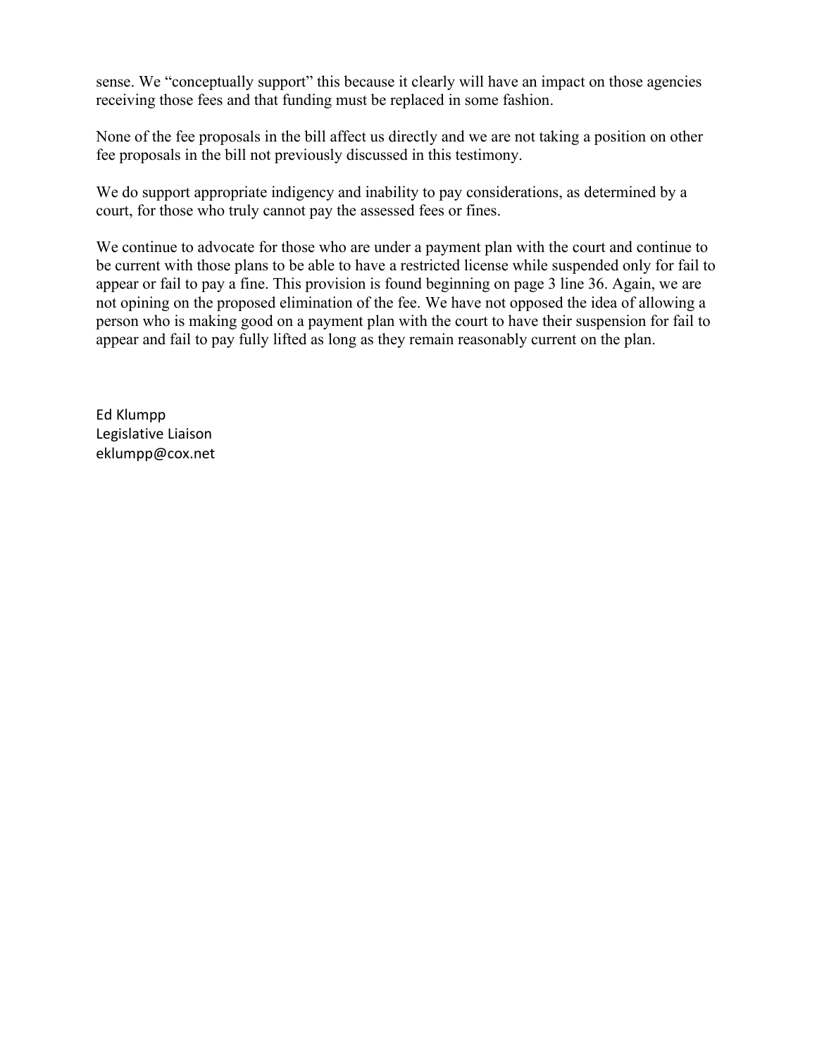sense. We "conceptually support" this because it clearly will have an impact on those agencies receiving those fees and that funding must be replaced in some fashion.

None of the fee proposals in the bill affect us directly and we are not taking a position on other fee proposals in the bill not previously discussed in this testimony.

We do support appropriate indigency and inability to pay considerations, as determined by a court, for those who truly cannot pay the assessed fees or fines.

We continue to advocate for those who are under a payment plan with the court and continue to be current with those plans to be able to have a restricted license while suspended only for fail to appear or fail to pay a fine. This provision is found beginning on page 3 line 36. Again, we are not opining on the proposed elimination of the fee. We have not opposed the idea of allowing a person who is making good on a payment plan with the court to have their suspension for fail to appear and fail to pay fully lifted as long as they remain reasonably current on the plan.

Ed Klumpp
Legislative Liaison
eklumpp@cox.net